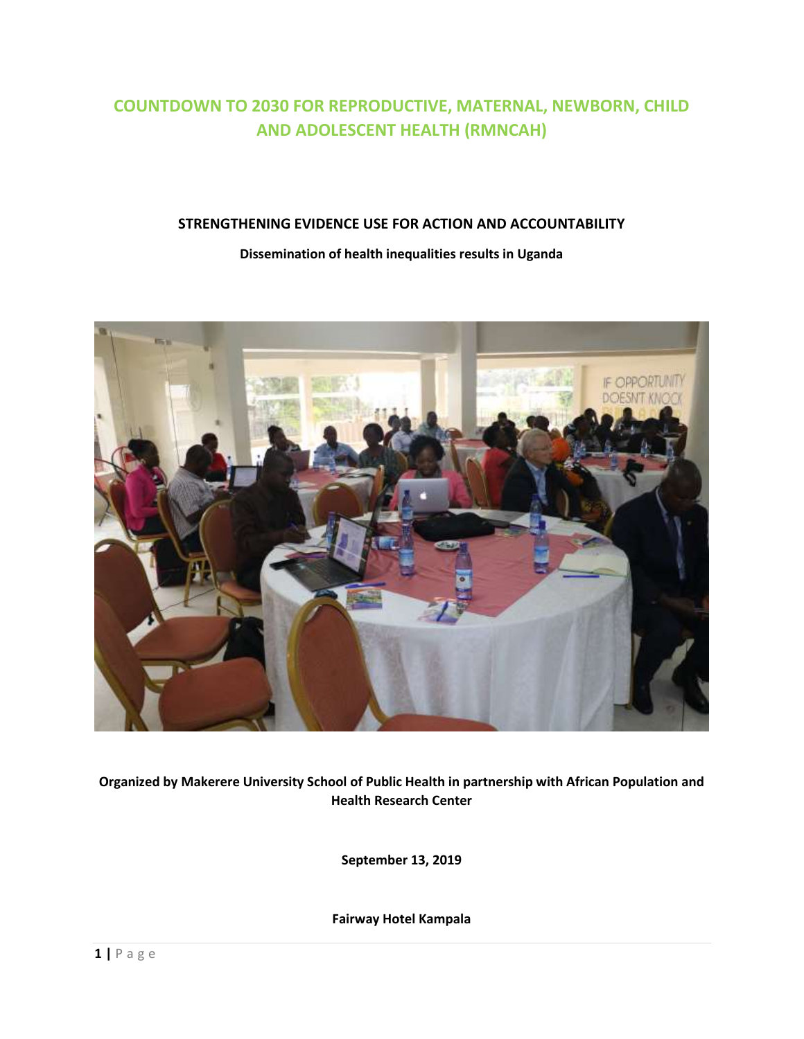# COUNTDOWN TO 2030 FOR REPRODUCTIVE, MATERNAL, NEWBORN, CHILD AND ADOLESCENT HEALTH (RMNCAH)

## STRENGTHENING EVIDENCE USE FOR ACTION AND ACCOUNTABILITY

**Dissemination of health inequalities results in Uganda**

**Organized by Makerere University School of Public Health in partnership with African Population and Health Research Center**

**September 13, 2019**

**Fairway Hotel Kampala**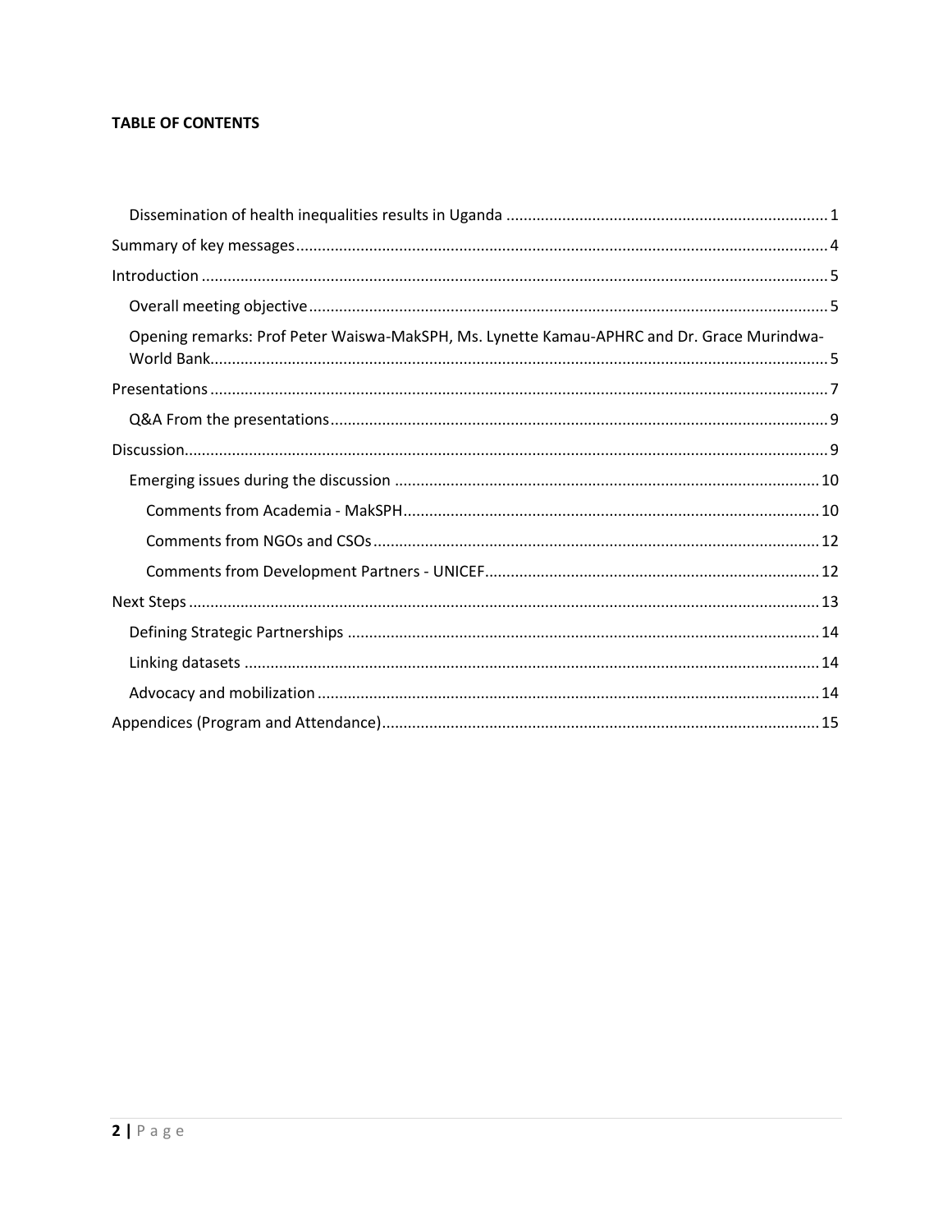**TABLE OF CONTENTS**

- Dissemination of health inequalities results in Uganda ........................................................................ 1
- Summary of key messages ........................................................................................................................ 4
- Introduction ................................................................................................................................................ 5
  - Overall meeting objective ..................................................................................................................... 5
  - Opening remarks: Prof Peter Waiswa-MakSPH, Ms. Lynette Kamau-APHRC and Dr. Grace Murindwa-World Bank ......................................................................................................................................... 5
- Presentations ............................................................................................................................................. 7
  - Q&A From the presentations .................................................................................................................. 9
- Discussion .................................................................................................................................................. 9
  - Emerging issues during the discussion ................................................................................................. 10
    - Comments from Academia - MakSPH ............................................................................................... 10
    - Comments from NGOs and CSOs ...................................................................................................... 12
    - Comments from Development Partners - UNICEF ............................................................................ 12
- Next Steps ................................................................................................................................................ 13
  - Defining Strategic Partnerships ............................................................................................................ 14
  - Linking datasets .................................................................................................................................... 14
  - Advocacy and mobilization ................................................................................................................... 14
- Appendices (Program and Attendance) ................................................................................................... 15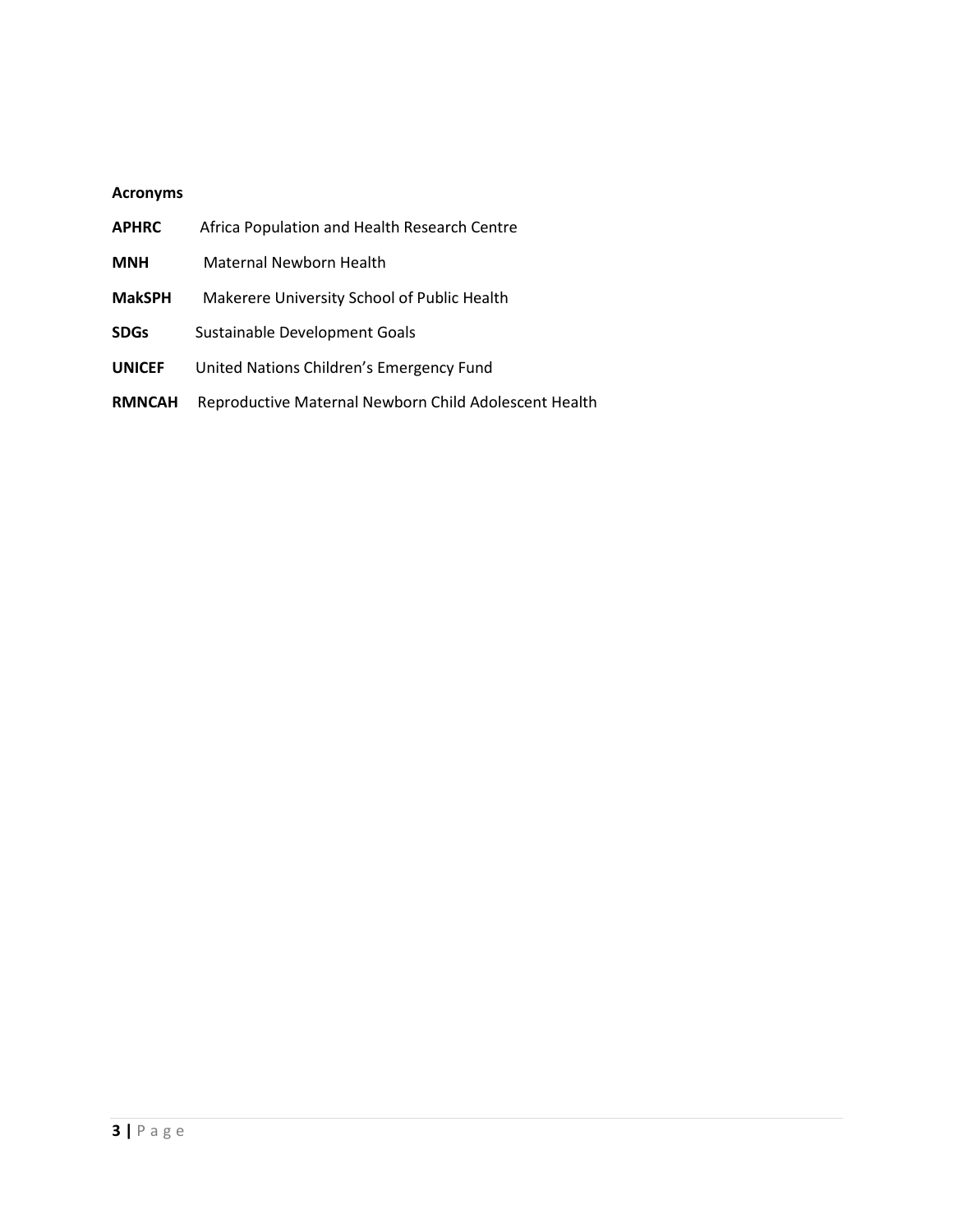**Acronyms**

| | |
|---|---|
| **APHRC** | Africa Population and Health Research Centre |
| **MNH** | Maternal Newborn Health |
| **MakSPH** | Makerere University School of Public Health |
| **SDGs** | Sustainable Development Goals |
| **UNICEF** | United Nations Children's Emergency Fund |
| **RMNCAH** | Reproductive Maternal Newborn Child Adolescent Health |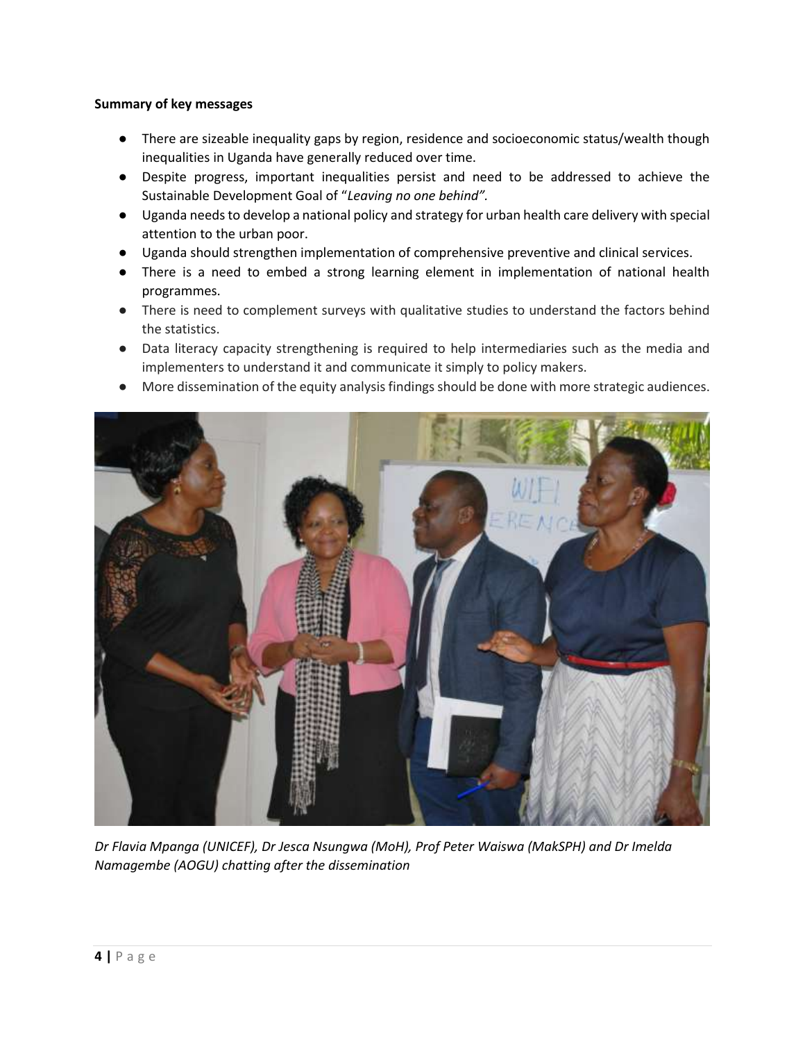**Summary of key messages**

- There are sizeable inequality gaps by region, residence and socioeconomic status/wealth though inequalities in Uganda have generally reduced over time.
- Despite progress, important inequalities persist and need to be addressed to achieve the Sustainable Development Goal of "*Leaving no one behind".*
- Uganda needs to develop a national policy and strategy for urban health care delivery with special attention to the urban poor.
- Uganda should strengthen implementation of comprehensive preventive and clinical services.
- There is a need to embed a strong learning element in implementation of national health programmes.
- There is need to complement surveys with qualitative studies to understand the factors behind the statistics.
- Data literacy capacity strengthening is required to help intermediaries such as the media and implementers to understand it and communicate it simply to policy makers.
- More dissemination of the equity analysis findings should be done with more strategic audiences.

*Dr Flavia Mpanga (UNICEF), Dr Jesca Nsungwa (MoH), Prof Peter Waiswa (MakSPH) and Dr Imelda Namagembe (AOGU) chatting after the dissemination*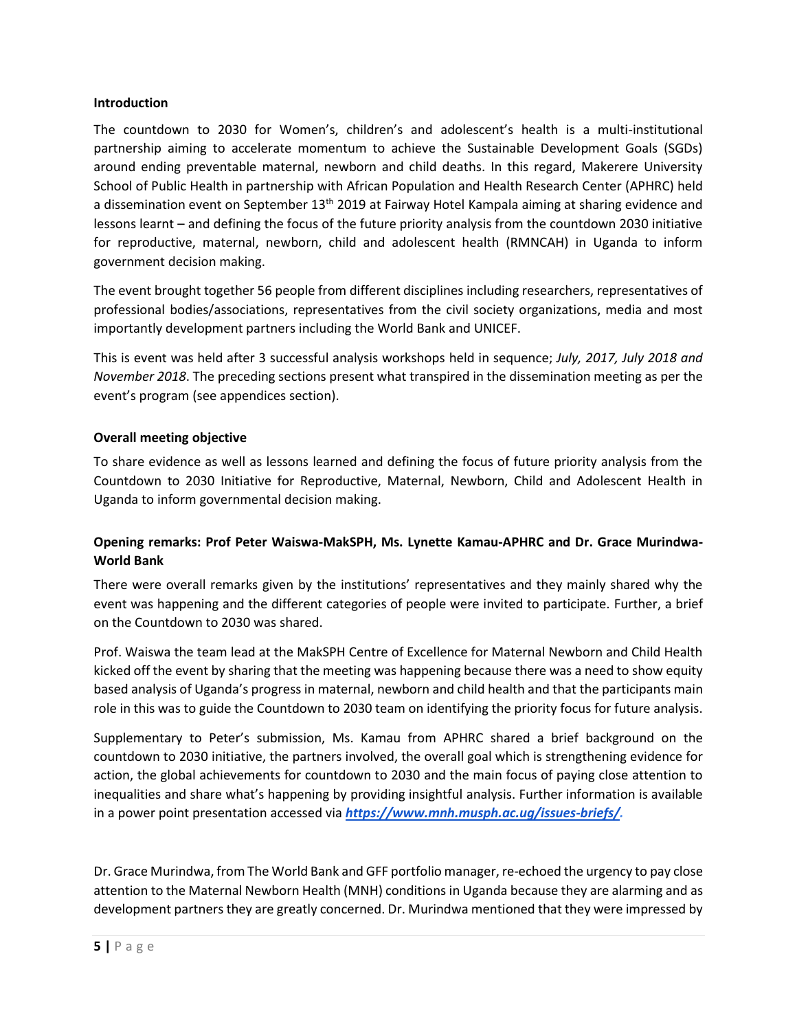**Introduction**

The countdown to 2030 for Women's, children's and adolescent's health is a multi-institutional partnership aiming to accelerate momentum to achieve the Sustainable Development Goals (SGDs) around ending preventable maternal, newborn and child deaths. In this regard, Makerere University School of Public Health in partnership with African Population and Health Research Center (APHRC) held a dissemination event on September 13th 2019 at Fairway Hotel Kampala aiming at sharing evidence and lessons learnt – and defining the focus of the future priority analysis from the countdown 2030 initiative for reproductive, maternal, newborn, child and adolescent health (RMNCAH) in Uganda to inform government decision making.

The event brought together 56 people from different disciplines including researchers, representatives of professional bodies/associations, representatives from the civil society organizations, media and most importantly development partners including the World Bank and UNICEF.

This is event was held after 3 successful analysis workshops held in sequence; *July, 2017, July 2018 and November 2018*. The preceding sections present what transpired in the dissemination meeting as per the event's program (see appendices section).

**Overall meeting objective**

To share evidence as well as lessons learned and defining the focus of future priority analysis from the Countdown to 2030 Initiative for Reproductive, Maternal, Newborn, Child and Adolescent Health in Uganda to inform governmental decision making.

**Opening remarks: Prof Peter Waiswa-MakSPH, Ms. Lynette Kamau-APHRC and Dr. Grace Murindwa-World Bank**

There were overall remarks given by the institutions' representatives and they mainly shared why the event was happening and the different categories of people were invited to participate. Further, a brief on the Countdown to 2030 was shared.

Prof. Waiswa the team lead at the MakSPH Centre of Excellence for Maternal Newborn and Child Health kicked off the event by sharing that the meeting was happening because there was a need to show equity based analysis of Uganda's progress in maternal, newborn and child health and that the participants main role in this was to guide the Countdown to 2030 team on identifying the priority focus for future analysis.

Supplementary to Peter's submission, Ms. Kamau from APHRC shared a brief background on the countdown to 2030 initiative, the partners involved, the overall goal which is strengthening evidence for action, the global achievements for countdown to 2030 and the main focus of paying close attention to inequalities and share what's happening by providing insightful analysis. Further information is available in a power point presentation accessed via ***https://www.mnh.musph.ac.ug/issues-briefs/***.

Dr. Grace Murindwa, from The World Bank and GFF portfolio manager, re-echoed the urgency to pay close attention to the Maternal Newborn Health (MNH) conditions in Uganda because they are alarming and as development partners they are greatly concerned. Dr. Murindwa mentioned that they were impressed by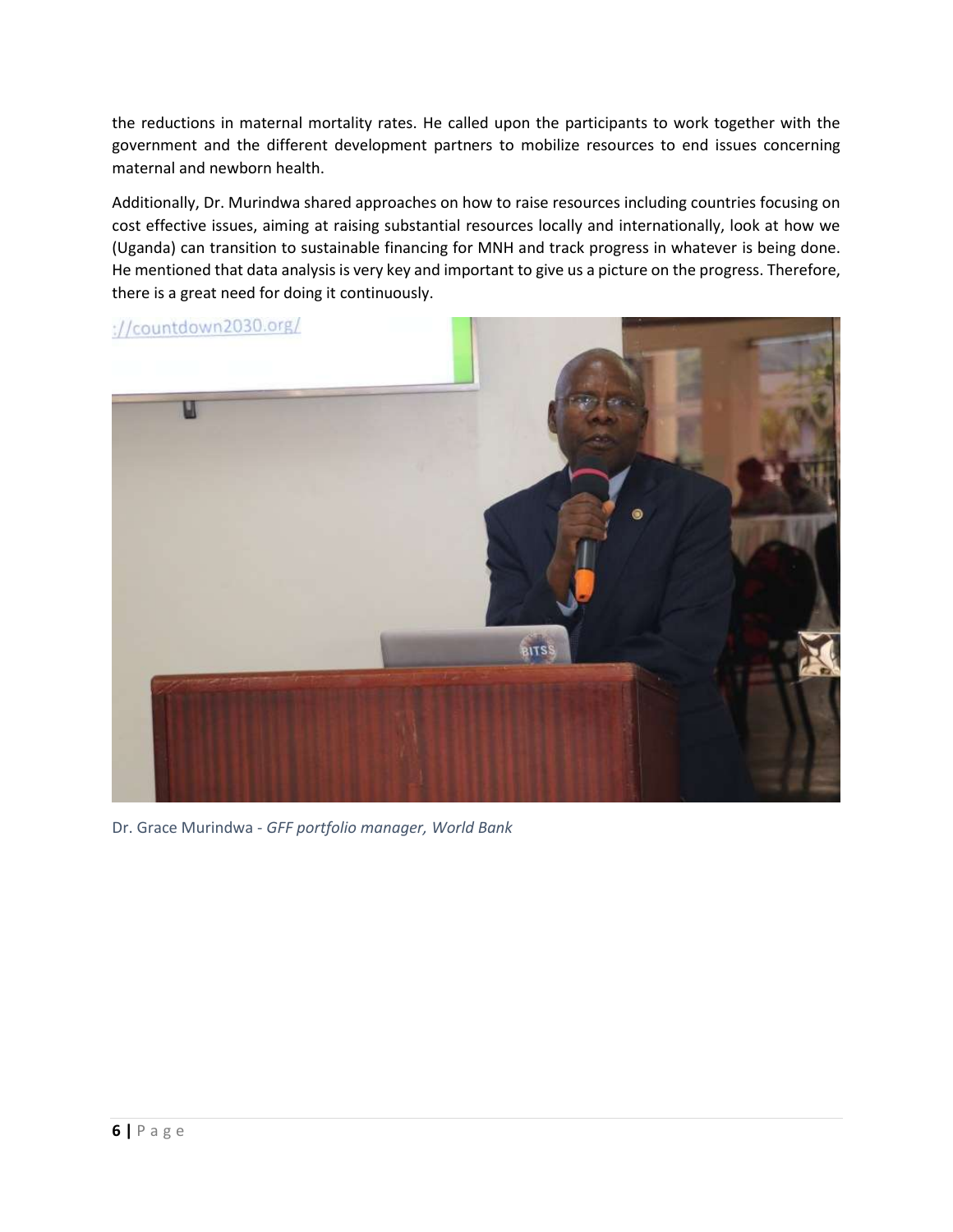the reductions in maternal mortality rates. He called upon the participants to work together with the government and the different development partners to mobilize resources to end issues concerning maternal and newborn health.

Additionally, Dr. Murindwa shared approaches on how to raise resources including countries focusing on cost effective issues, aiming at raising substantial resources locally and internationally, look at how we (Uganda) can transition to sustainable financing for MNH and track progress in whatever is being done. He mentioned that data analysis is very key and important to give us a picture on the progress. Therefore, there is a great need for doing it continuously.

Dr. Grace Murindwa - *GFF portfolio manager, World Bank*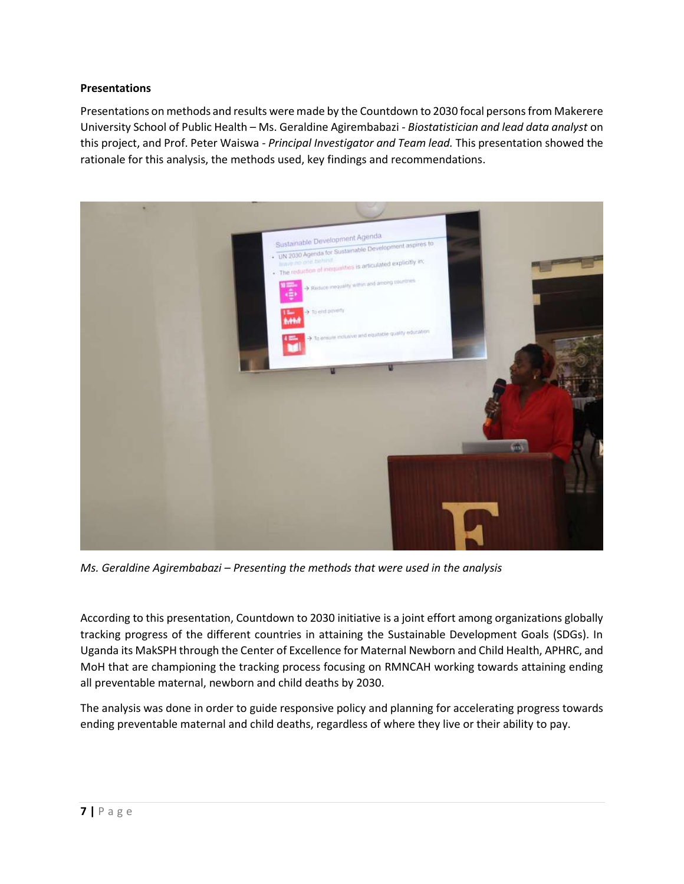**Presentations**

Presentations on methods and results were made by the Countdown to 2030 focal persons from Makerere University School of Public Health – Ms. Geraldine Agirembabazi - *Biostatistician and lead data analyst* on this project, and Prof. Peter Waiswa - *Principal Investigator and Team lead.* This presentation showed the rationale for this analysis, the methods used, key findings and recommendations.

*Ms. Geraldine Agirembabazi – Presenting the methods that were used in the analysis*

According to this presentation, Countdown to 2030 initiative is a joint effort among organizations globally tracking progress of the different countries in attaining the Sustainable Development Goals (SDGs). In Uganda its MakSPH through the Center of Excellence for Maternal Newborn and Child Health, APHRC, and MoH that are championing the tracking process focusing on RMNCAH working towards attaining ending all preventable maternal, newborn and child deaths by 2030.

The analysis was done in order to guide responsive policy and planning for accelerating progress towards ending preventable maternal and child deaths, regardless of where they live or their ability to pay.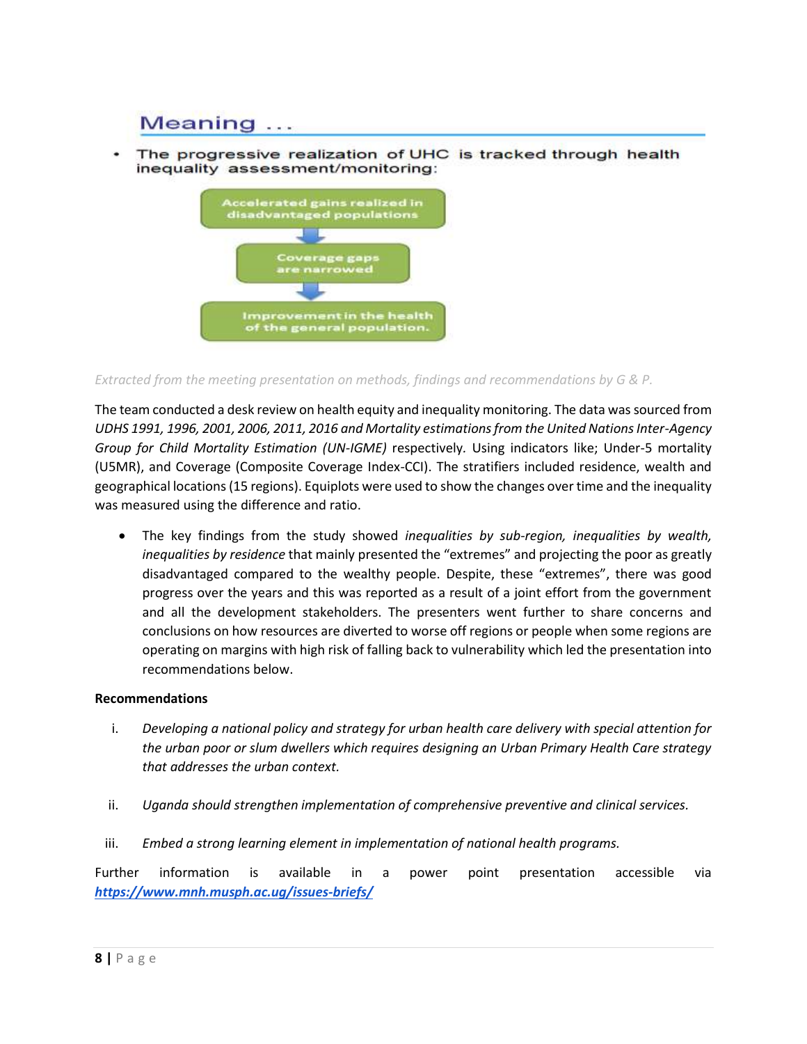## Meaning ...

- The progressive realization of UHC is tracked through health inequality assessment/monitoring:

Accelerated gains realized in disadvantaged populations

↓

Coverage gaps are narrowed

↓

Improvement in the health of the general population.

*Extracted from the meeting presentation on methods, findings and recommendations by G & P.*

The team conducted a desk review on health equity and inequality monitoring. The data was sourced from *UDHS 1991, 1996, 2001, 2006, 2011, 2016 and Mortality estimations from the United Nations Inter-Agency Group for Child Mortality Estimation (UN-IGME)* respectively. Using indicators like; Under-5 mortality (U5MR), and Coverage (Composite Coverage Index-CCI). The stratifiers included residence, wealth and geographical locations (15 regions). Equiplots were used to show the changes over time and the inequality was measured using the difference and ratio.

- The key findings from the study showed *inequalities by sub-region, inequalities by wealth, inequalities by residence* that mainly presented the "extremes" and projecting the poor as greatly disadvantaged compared to the wealthy people. Despite, these "extremes", there was good progress over the years and this was reported as a result of a joint effort from the government and all the development stakeholders. The presenters went further to share concerns and conclusions on how resources are diverted to worse off regions or people when some regions are operating on margins with high risk of falling back to vulnerability which led the presentation into recommendations below.

**Recommendations**

i. *Developing a national policy and strategy for urban health care delivery with special attention for the urban poor or slum dwellers which requires designing an Urban Primary Health Care strategy that addresses the urban context.*

ii. *Uganda should strengthen implementation of comprehensive preventive and clinical services.*

iii. *Embed a strong learning element in implementation of national health programs.*

Further information is available in a power point presentation accessible via ***https://www.mnh.musph.ac.ug/issues-briefs/***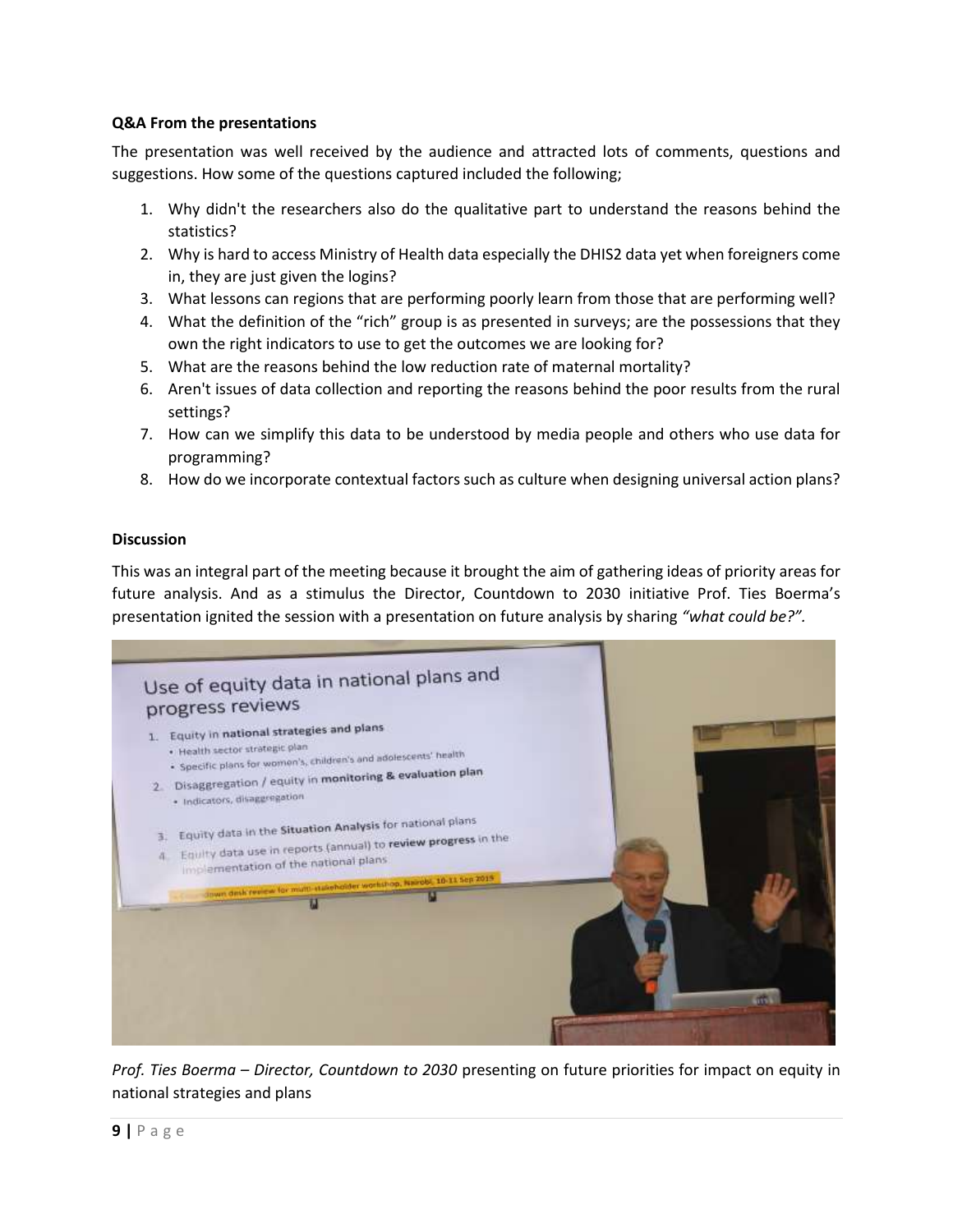**Q&A From the presentations**

The presentation was well received by the audience and attracted lots of comments, questions and suggestions. How some of the questions captured included the following;

1. Why didn't the researchers also do the qualitative part to understand the reasons behind the statistics?
2. Why is hard to access Ministry of Health data especially the DHIS2 data yet when foreigners come in, they are just given the logins?
3. What lessons can regions that are performing poorly learn from those that are performing well?
4. What the definition of the "rich" group is as presented in surveys; are the possessions that they own the right indicators to use to get the outcomes we are looking for?
5. What are the reasons behind the low reduction rate of maternal mortality?
6. Aren't issues of data collection and reporting the reasons behind the poor results from the rural settings?
7. How can we simplify this data to be understood by media people and others who use data for programming?
8. How do we incorporate contextual factors such as culture when designing universal action plans?

**Discussion**

This was an integral part of the meeting because it brought the aim of gathering ideas of priority areas for future analysis. And as a stimulus the Director, Countdown to 2030 initiative Prof. Ties Boerma's presentation ignited the session with a presentation on future analysis by sharing *"what could be?".*

*Prof. Ties Boerma – Director, Countdown to 2030* presenting on future priorities for impact on equity in national strategies and plans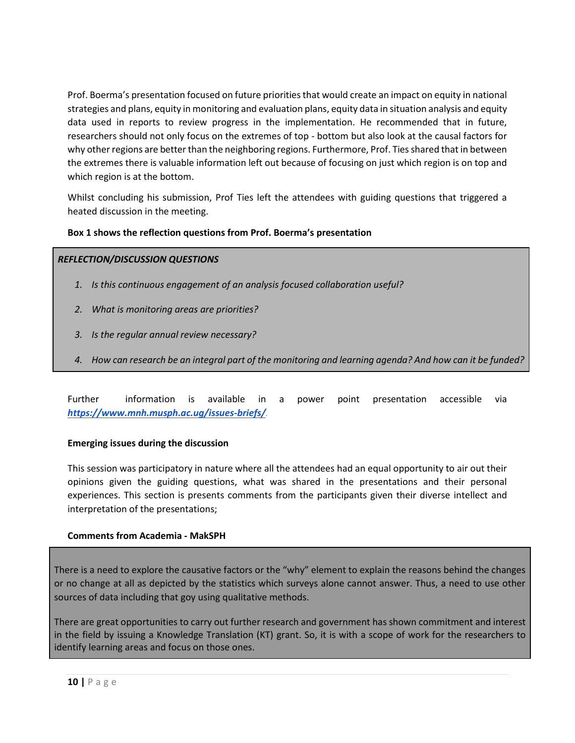Prof. Boerma's presentation focused on future priorities that would create an impact on equity in national strategies and plans, equity in monitoring and evaluation plans, equity data in situation analysis and equity data used in reports to review progress in the implementation. He recommended that in future, researchers should not only focus on the extremes of top - bottom but also look at the causal factors for why other regions are better than the neighboring regions. Furthermore, Prof. Ties shared that in between the extremes there is valuable information left out because of focusing on just which region is on top and which region is at the bottom.

Whilst concluding his submission, Prof Ties left the attendees with guiding questions that triggered a heated discussion in the meeting.

**Box 1 shows the reflection questions from Prof. Boerma's presentation**

***REFLECTION/DISCUSSION QUESTIONS***

1. *Is this continuous engagement of an analysis focused collaboration useful?*
2. *What is monitoring areas are priorities?*
3. *Is the regular annual review necessary?*
4. *How can research be an integral part of the monitoring and learning agenda? And how can it be funded?*

Further information is available in a power point presentation accessible via ***https://www.mnh.musph.ac.ug/issues-briefs/***.

**Emerging issues during the discussion**

This session was participatory in nature where all the attendees had an equal opportunity to air out their opinions given the guiding questions, what was shared in the presentations and their personal experiences. This section is presents comments from the participants given their diverse intellect and interpretation of the presentations;

**Comments from Academia - MakSPH**

There is a need to explore the causative factors or the "why" element to explain the reasons behind the changes or no change at all as depicted by the statistics which surveys alone cannot answer. Thus, a need to use other sources of data including that goy using qualitative methods.

There are great opportunities to carry out further research and government has shown commitment and interest in the field by issuing a Knowledge Translation (KT) grant. So, it is with a scope of work for the researchers to identify learning areas and focus on those ones.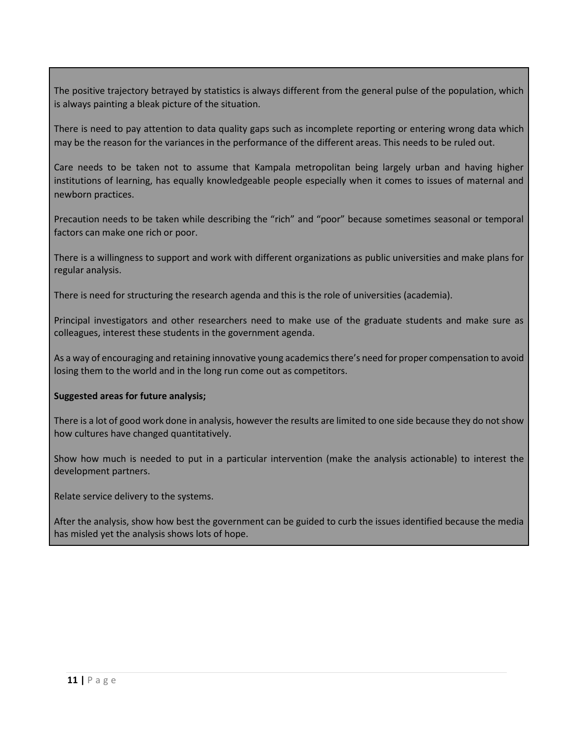The positive trajectory betrayed by statistics is always different from the general pulse of the population, which is always painting a bleak picture of the situation.

There is need to pay attention to data quality gaps such as incomplete reporting or entering wrong data which may be the reason for the variances in the performance of the different areas. This needs to be ruled out.

Care needs to be taken not to assume that Kampala metropolitan being largely urban and having higher institutions of learning, has equally knowledgeable people especially when it comes to issues of maternal and newborn practices.

Precaution needs to be taken while describing the "rich" and "poor" because sometimes seasonal or temporal factors can make one rich or poor.

There is a willingness to support and work with different organizations as public universities and make plans for regular analysis.

There is need for structuring the research agenda and this is the role of universities (academia).

Principal investigators and other researchers need to make use of the graduate students and make sure as colleagues, interest these students in the government agenda.

As a way of encouraging and retaining innovative young academics there's need for proper compensation to avoid losing them to the world and in the long run come out as competitors.

**Suggested areas for future analysis;**

There is a lot of good work done in analysis, however the results are limited to one side because they do not show how cultures have changed quantitatively.

Show how much is needed to put in a particular intervention (make the analysis actionable) to interest the development partners.

Relate service delivery to the systems.

After the analysis, show how best the government can be guided to curb the issues identified because the media has misled yet the analysis shows lots of hope.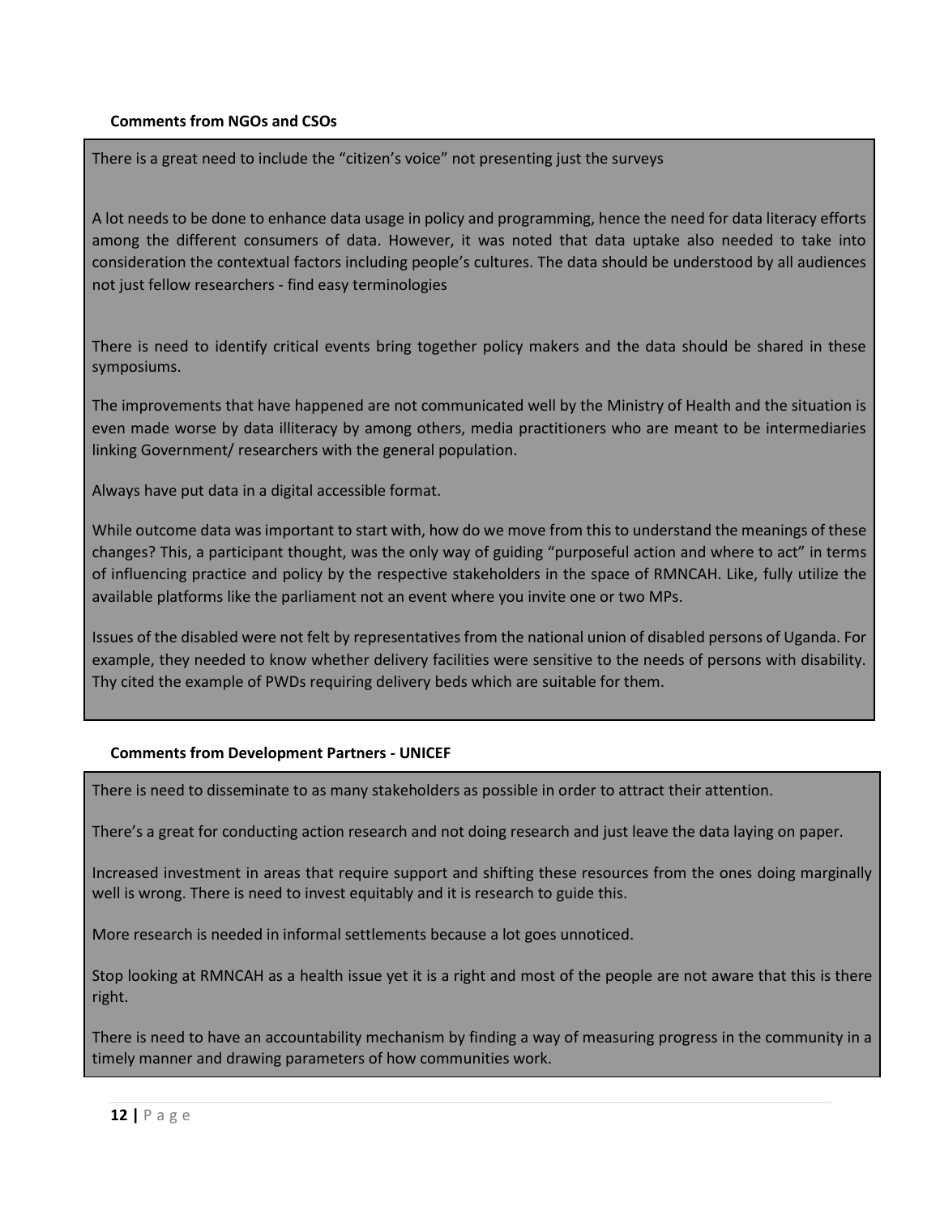**Comments from NGOs and CSOs**

There is a great need to include the "citizen's voice" not presenting just the surveys

A lot needs to be done to enhance data usage in policy and programming, hence the need for data literacy efforts among the different consumers of data. However, it was noted that data uptake also needed to take into consideration the contextual factors including people's cultures. The data should be understood by all audiences not just fellow researchers - find easy terminologies

There is need to identify critical events bring together policy makers and the data should be shared in these symposiums.

The improvements that have happened are not communicated well by the Ministry of Health and the situation is even made worse by data illiteracy by among others, media practitioners who are meant to be intermediaries linking Government/ researchers with the general population.

Always have put data in a digital accessible format.

While outcome data was important to start with, how do we move from this to understand the meanings of these changes? This, a participant thought, was the only way of guiding "purposeful action and where to act" in terms of influencing practice and policy by the respective stakeholders in the space of RMNCAH. Like, fully utilize the available platforms like the parliament not an event where you invite one or two MPs.

Issues of the disabled were not felt by representatives from the national union of disabled persons of Uganda. For example, they needed to know whether delivery facilities were sensitive to the needs of persons with disability. Thy cited the example of PWDs requiring delivery beds which are suitable for them.

**Comments from Development Partners - UNICEF**

There is need to disseminate to as many stakeholders as possible in order to attract their attention.

There's a great for conducting action research and not doing research and just leave the data laying on paper.

Increased investment in areas that require support and shifting these resources from the ones doing marginally well is wrong. There is need to invest equitably and it is research to guide this.

More research is needed in informal settlements because a lot goes unnoticed.

Stop looking at RMNCAH as a health issue yet it is a right and most of the people are not aware that this is there right.

There is need to have an accountability mechanism by finding a way of measuring progress in the community in a timely manner and drawing parameters of how communities work.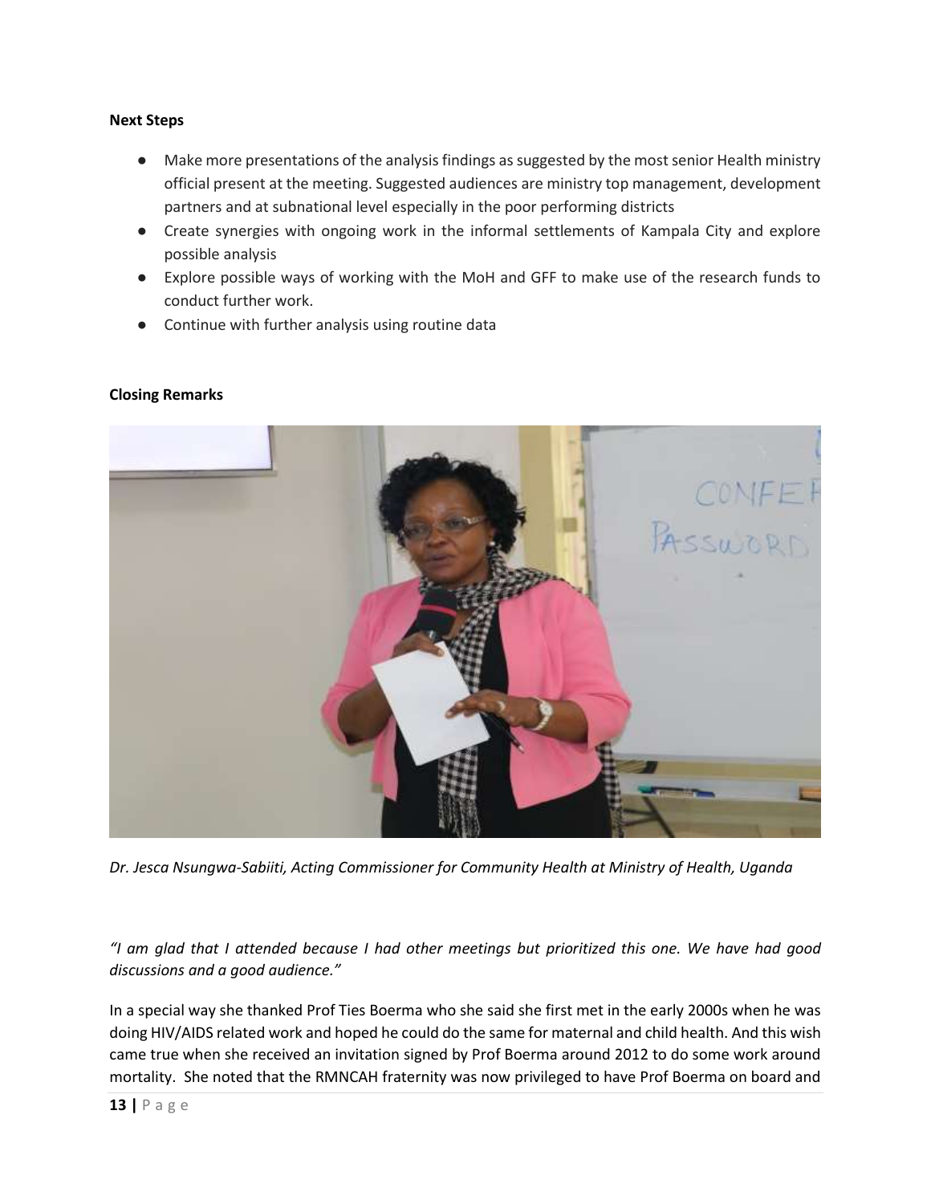**Next Steps**

- Make more presentations of the analysis findings as suggested by the most senior Health ministry official present at the meeting. Suggested audiences are ministry top management, development partners and at subnational level especially in the poor performing districts
- Create synergies with ongoing work in the informal settlements of Kampala City and explore possible analysis
- Explore possible ways of working with the MoH and GFF to make use of the research funds to conduct further work.
- Continue with further analysis using routine data

**Closing Remarks**

*Dr. Jesca Nsungwa-Sabiiti, Acting Commissioner for Community Health at Ministry of Health, Uganda*

*"I am glad that I attended because I had other meetings but prioritized this one. We have had good discussions and a good audience."*

In a special way she thanked Prof Ties Boerma who she said she first met in the early 2000s when he was doing HIV/AIDS related work and hoped he could do the same for maternal and child health. And this wish came true when she received an invitation signed by Prof Boerma around 2012 to do some work around mortality. She noted that the RMNCAH fraternity was now privileged to have Prof Boerma on board and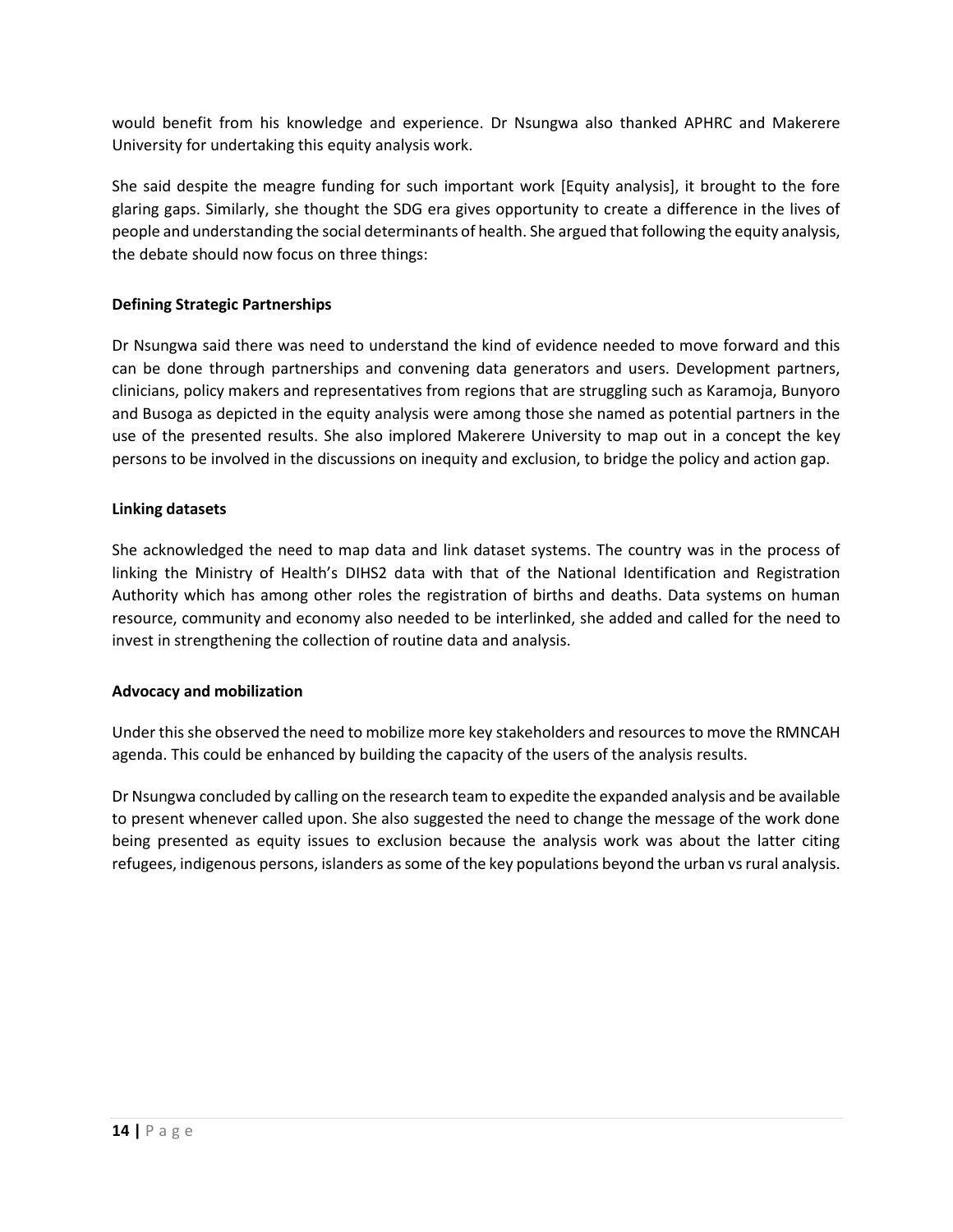would benefit from his knowledge and experience. Dr Nsungwa also thanked APHRC and Makerere University for undertaking this equity analysis work.

She said despite the meagre funding for such important work [Equity analysis], it brought to the fore glaring gaps. Similarly, she thought the SDG era gives opportunity to create a difference in the lives of people and understanding the social determinants of health. She argued that following the equity analysis, the debate should now focus on three things:

**Defining Strategic Partnerships**

Dr Nsungwa said there was need to understand the kind of evidence needed to move forward and this can be done through partnerships and convening data generators and users. Development partners, clinicians, policy makers and representatives from regions that are struggling such as Karamoja, Bunyoro and Busoga as depicted in the equity analysis were among those she named as potential partners in the use of the presented results. She also implored Makerere University to map out in a concept the key persons to be involved in the discussions on inequity and exclusion, to bridge the policy and action gap.

**Linking datasets**

She acknowledged the need to map data and link dataset systems. The country was in the process of linking the Ministry of Health's DIHS2 data with that of the National Identification and Registration Authority which has among other roles the registration of births and deaths. Data systems on human resource, community and economy also needed to be interlinked, she added and called for the need to invest in strengthening the collection of routine data and analysis.

**Advocacy and mobilization**

Under this she observed the need to mobilize more key stakeholders and resources to move the RMNCAH agenda. This could be enhanced by building the capacity of the users of the analysis results.

Dr Nsungwa concluded by calling on the research team to expedite the expanded analysis and be available to present whenever called upon. She also suggested the need to change the message of the work done being presented as equity issues to exclusion because the analysis work was about the latter citing refugees, indigenous persons, islanders as some of the key populations beyond the urban vs rural analysis.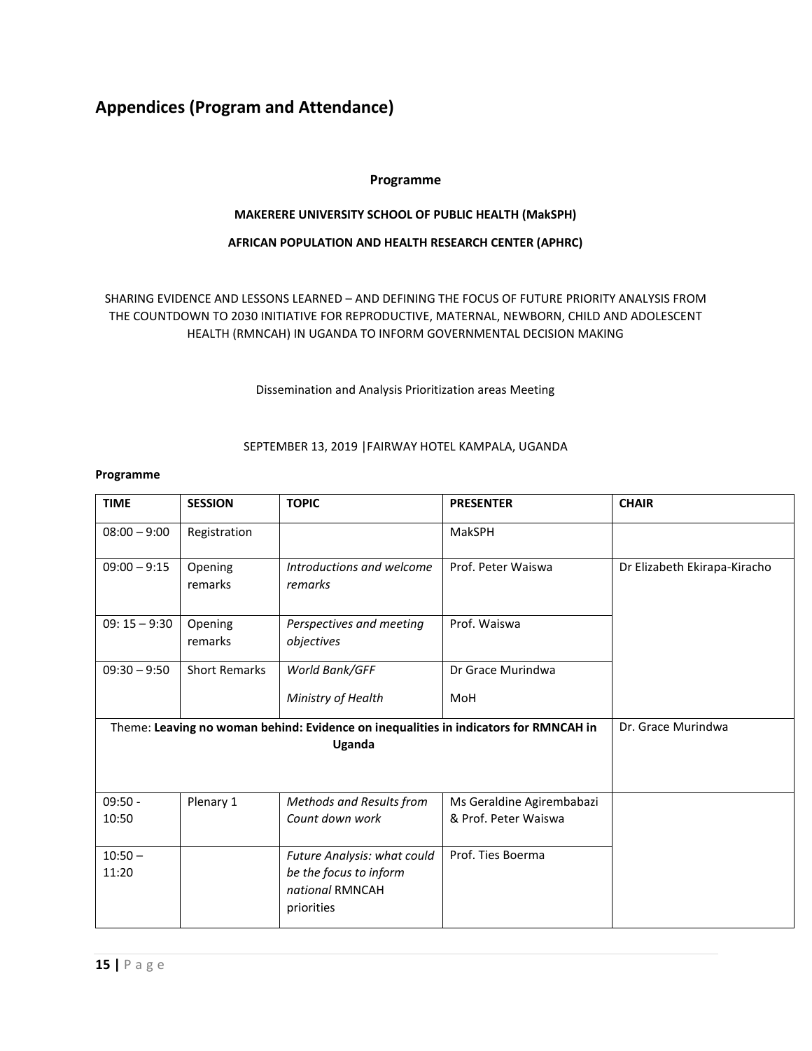## Appendices (Program and Attendance)

**Programme**

**MAKERERE UNIVERSITY SCHOOL OF PUBLIC HEALTH (MakSPH)**

**AFRICAN POPULATION AND HEALTH RESEARCH CENTER (APHRC)**

SHARING EVIDENCE AND LESSONS LEARNED – AND DEFINING THE FOCUS OF FUTURE PRIORITY ANALYSIS FROM THE COUNTDOWN TO 2030 INITIATIVE FOR REPRODUCTIVE, MATERNAL, NEWBORN, CHILD AND ADOLESCENT HEALTH (RMNCAH) IN UGANDA TO INFORM GOVERNMENTAL DECISION MAKING

Dissemination and Analysis Prioritization areas Meeting

SEPTEMBER 13, 2019 |FAIRWAY HOTEL KAMPALA, UGANDA

**Programme**

| TIME | SESSION | TOPIC | PRESENTER | CHAIR |
|---|---|---|---|---|
| 08:00 – 9:00 | Registration | | MakSPH | |
| 09:00 – 9:15 | Opening remarks | *Introductions and welcome remarks* | Prof. Peter Waiswa | Dr Elizabeth Ekirapa-Kiracho |
| 09: 15 – 9:30 | Opening remarks | *Perspectives and meeting objectives* | Prof. Waiswa | |
| 09:30 – 9:50 | Short Remarks | *World Bank/GFF*<br>*Ministry of Health* | Dr Grace Murindwa<br>MoH | |
| Theme: **Leaving no woman behind: Evidence on inequalities in indicators for RMNCAH in Uganda** | | | | Dr. Grace Murindwa |
| 09:50 - 10:50 | Plenary 1 | *Methods and Results from Count down work* | Ms Geraldine Agirembabazi & Prof. Peter Waiswa | |
| 10:50 – 11:20 | | *Future Analysis: what could be the focus to inform national* RMNCAH priorities | Prof. Ties Boerma | |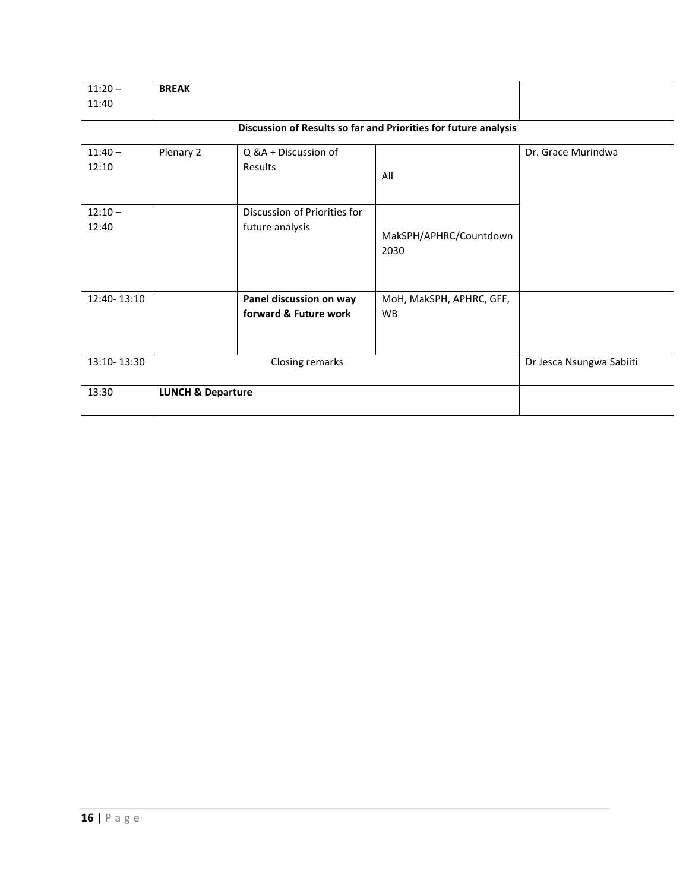| | | | | |
|---|---|---|---|---|
| 11:20 – 11:40 | **BREAK** | | | |
| | | **Discussion of Results so far and Priorities for future analysis** | | |
| 11:40 – 12:10 | Plenary 2 | Q &A + Discussion of Results | All | Dr. Grace Murindwa |
| 12:10 – 12:40 | | Discussion of Priorities for future analysis | MakSPH/APHRC/Countdown 2030 | |
| 12:40- 13:10 | | **Panel discussion on way forward & Future work** | MoH, MakSPH, APHRC, GFF, WB | |
| 13:10- 13:30 | | Closing remarks | | Dr Jesca Nsungwa Sabiiti |
| 13:30 | **LUNCH & Departure** | | | |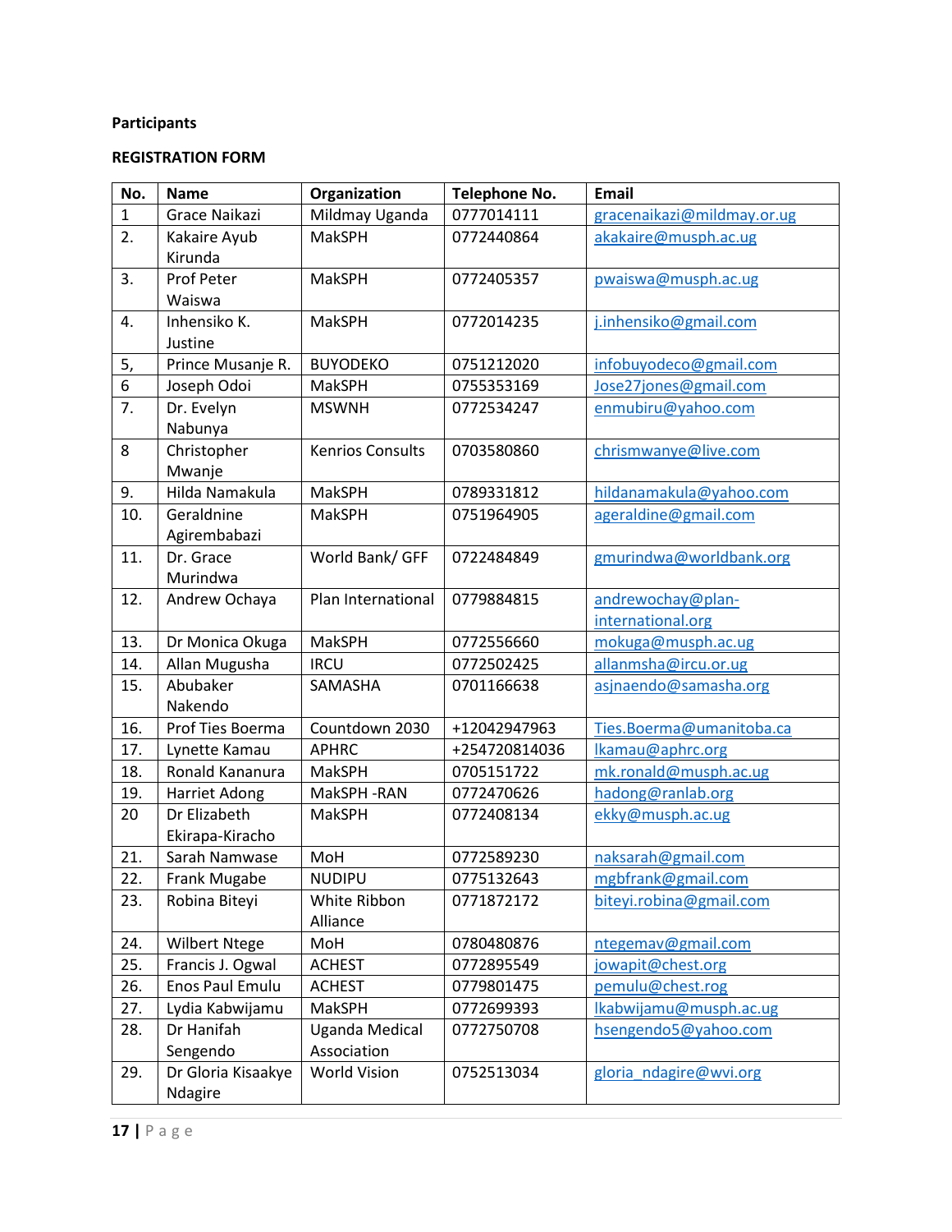**Participants**

**REGISTRATION FORM**

| No. | Name | Organization | Telephone No. | Email |
|---|---|---|---|---|
| 1 | Grace Naikazi | Mildmay Uganda | 0777014111 | gracenaikazi@mildmay.or.ug |
| 2. | Kakaire Ayub Kirunda | MakSPH | 0772440864 | akakaire@musph.ac.ug |
| 3. | Prof Peter Waiswa | MakSPH | 0772405357 | pwaiswa@musph.ac.ug |
| 4. | Inhensiko K. Justine | MakSPH | 0772014235 | j.inhensiko@gmail.com |
| 5, | Prince Musanje R. | BUYODEKO | 0751212020 | infobuyodeco@gmail.com |
| 6 | Joseph Odoi | MakSPH | 0755353169 | Jose27jones@gmail.com |
| 7. | Dr. Evelyn Nabunya | MSWNH | 0772534247 | enmubiru@yahoo.com |
| 8 | Christopher Mwanje | Kenrios Consults | 0703580860 | chrismwanye@live.com |
| 9. | Hilda Namakula | MakSPH | 0789331812 | hildanamakula@yahoo.com |
| 10. | Geraldnine Agirembabazi | MakSPH | 0751964905 | ageraldine@gmail.com |
| 11. | Dr. Grace Murindwa | World Bank/ GFF | 0722484849 | gmurindwa@worldbank.org |
| 12. | Andrew Ochaya | Plan International | 0779884815 | andrewochay@plan-international.org |
| 13. | Dr Monica Okuga | MakSPH | 0772556660 | mokuga@musph.ac.ug |
| 14. | Allan Mugusha | IRCU | 0772502425 | allanmsha@ircu.or.ug |
| 15. | Abubaker Nakendo | SAMASHA | 0701166638 | asjnaendo@samasha.org |
| 16. | Prof Ties Boerma | Countdown 2030 | +12042947963 | Ties.Boerma@umanitoba.ca |
| 17. | Lynette Kamau | APHRC | +254720814036 | lkamau@aphrc.org |
| 18. | Ronald Kananura | MakSPH | 0705151722 | mk.ronald@musph.ac.ug |
| 19. | Harriet Adong | MakSPH -RAN | 0772470626 | hadong@ranlab.org |
| 20 | Dr Elizabeth Ekirapa-Kiracho | MakSPH | 0772408134 | ekky@musph.ac.ug |
| 21. | Sarah Namwase | MoH | 0772589230 | naksarah@gmail.com |
| 22. | Frank Mugabe | NUDIPU | 0775132643 | mgbfrank@gmail.com |
| 23. | Robina Biteyi | White Ribbon Alliance | 0771872172 | biteyi.robina@gmail.com |
| 24. | Wilbert Ntege | MoH | 0780480876 | ntegemav@gmail.com |
| 25. | Francis J. Ogwal | ACHEST | 0772895549 | jowapit@chest.org |
| 26. | Enos Paul Emulu | ACHEST | 0779801475 | pemulu@chest.rog |
| 27. | Lydia Kabwijamu | MakSPH | 0772699393 | lkabwijamu@musph.ac.ug |
| 28. | Dr Hanifah Sengendo | Uganda Medical Association | 0772750708 | hsengendo5@yahoo.com |
| 29. | Dr Gloria Kisaakye Ndagire | World Vision | 0752513034 | gloria_ndagire@wvi.org |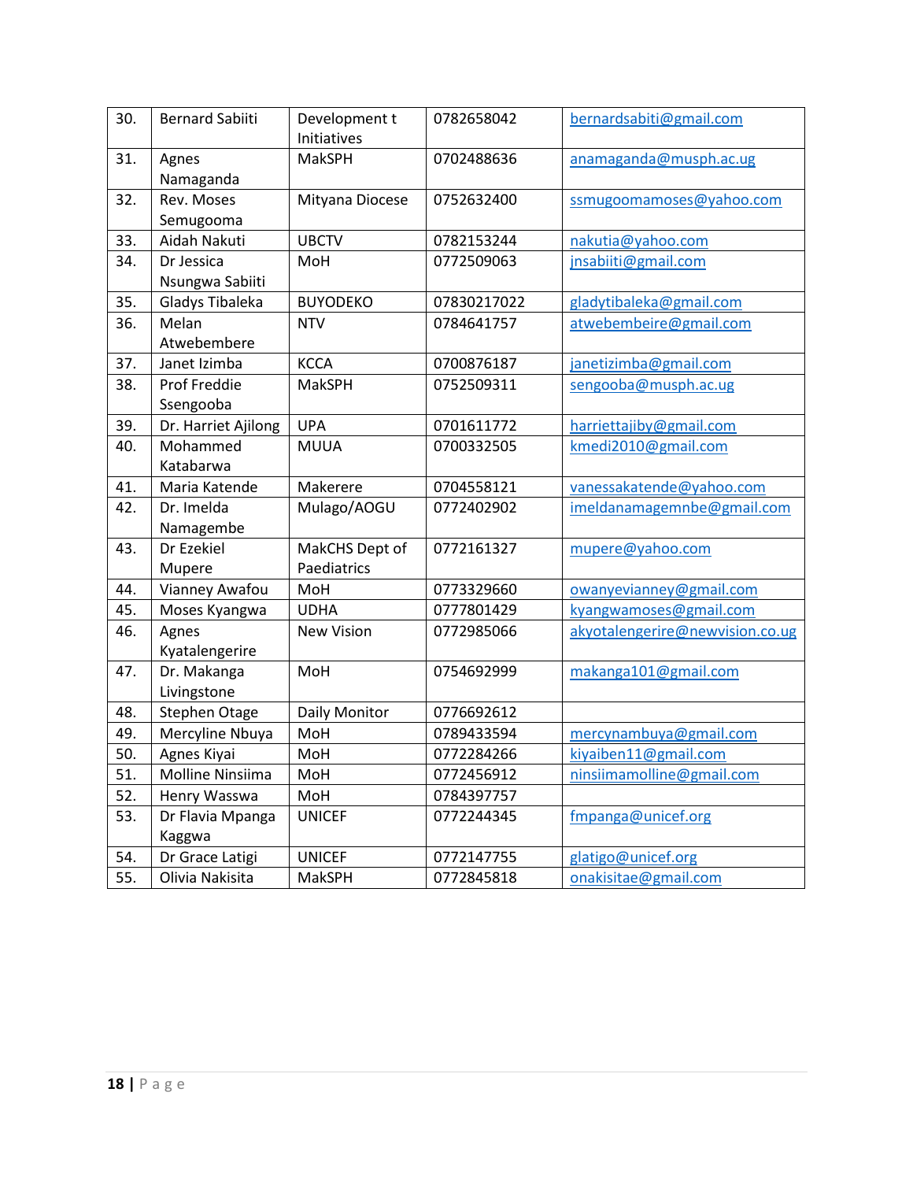| | | | | |
|---|---|---|---|---|
| 30. | Bernard Sabiiti | Development t Initiatives | 0782658042 | bernardsabiti@gmail.com |
| 31. | Agnes Namaganda | MakSPH | 0702488636 | anamaganda@musph.ac.ug |
| 32. | Rev. Moses Semugooma | Mityana Diocese | 0752632400 | ssmugoomamoses@yahoo.com |
| 33. | Aidah Nakuti | UBCTV | 0782153244 | nakutia@yahoo.com |
| 34. | Dr Jessica Nsungwa Sabiiti | MoH | 0772509063 | jnsabiiti@gmail.com |
| 35. | Gladys Tibaleka | BUYODEKO | 07830217022 | gladytibaleka@gmail.com |
| 36. | Melan Atwebembere | NTV | 0784641757 | atwebembeire@gmail.com |
| 37. | Janet Izimba | KCCA | 0700876187 | janetizimba@gmail.com |
| 38. | Prof Freddie Ssengooba | MakSPH | 0752509311 | sengooba@musph.ac.ug |
| 39. | Dr. Harriet Ajilong | UPA | 0701611772 | harriettajiby@gmail.com |
| 40. | Mohammed Katabarwa | MUUA | 0700332505 | kmedi2010@gmail.com |
| 41. | Maria Katende | Makerere | 0704558121 | vanessakatende@yahoo.com |
| 42. | Dr. Imelda Namagembe | Mulago/AOGU | 0772402902 | imeldanamagemnbe@gmail.com |
| 43. | Dr Ezekiel Mupere | MakCHS Dept of Paediatrics | 0772161327 | mupere@yahoo.com |
| 44. | Vianney Awafou | MoH | 0773329660 | owanyevianney@gmail.com |
| 45. | Moses Kyangwa | UDHA | 0777801429 | kyangwamoses@gmail.com |
| 46. | Agnes Kyatalengerire | New Vision | 0772985066 | akyotalengerire@newvision.co.ug |
| 47. | Dr. Makanga Livingstone | MoH | 0754692999 | makanga101@gmail.com |
| 48. | Stephen Otage | Daily Monitor | 0776692612 | |
| 49. | Mercyline Nbuya | MoH | 0789433594 | mercynambuya@gmail.com |
| 50. | Agnes Kiyai | MoH | 0772284266 | kiyaiben11@gmail.com |
| 51. | Molline Ninsiima | MoH | 0772456912 | ninsiimamolline@gmail.com |
| 52. | Henry Wasswa | MoH | 0784397757 | |
| 53. | Dr Flavia Mpanga Kaggwa | UNICEF | 0772244345 | fmpanga@unicef.org |
| 54. | Dr Grace Latigi | UNICEF | 0772147755 | glatigo@unicef.org |
| 55. | Olivia Nakisita | MakSPH | 0772845818 | onakisitae@gmail.com |